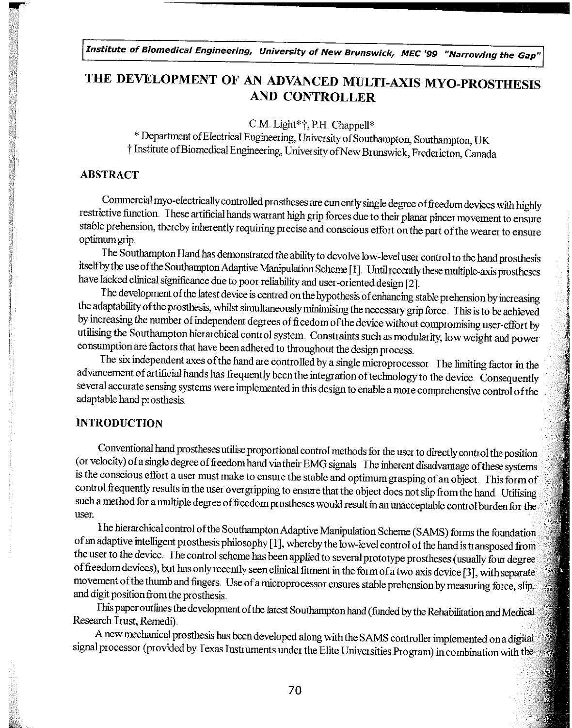# THE DEVELOPMENT OF AN ADVANCED MULTI-AXIS MYO-PROSTHESIS AND CONTROLLER

C.M. Light*†, P.H. Chappell*

* Department of Electrical Engineering, University of Southampton, Southampton, UK
† Institute of Biomedical Engineering, University of New Brunswick, Fredericton, Canada

## ABSTRACT

Commercial myo-electrically controlled prostheses are currently single degree of freedom devices with highly restrictive function. These artificial hands warrant high grip forces due to their planar pincer movement to ensure stable prehension, thereby inherently requiring precise and conscious effort on the part of the wearer to ensure optimum grip.

The Southampton Hand has demonstrated the ability to devolve low-level user control to the hand prosthesis itself by the use of the Southampton Adaptive Manipulation Scheme [1]. Until recently these multiple-axis prostheses have lacked clinical significance due to poor reliability and user-oriented design [2].

The development of the latest device is centred on the hypothesis of enhancing stable prehension by increasing the adaptability of the prosthesis, whilst simultaneously minimising the necessary grip force. This is to be achieved by increasing the number of independent degrees of freedom of the device without compromising user-effort by utilising the Southampton hierarchical control system. Constraints such as modularity, low weight and power consumption are factors that have been adhered to throughout the design process.

The six independent axes of the hand are controlled by a single microprocessor. The limiting factor in the advancement of artificial hands has frequently been the integration of technology to the device. Consequently several accurate sensing systems were implemented in this design to enable a more comprehensive control of the adaptable hand prosthesis.

## INTRODUCTION

Conventional hand prostheses utilise proportional control methods for the user to directly control the position (or velocity) of a single degree of freedom hand via their EMG signals. The inherent disadvantage of these systems is the conscious effort a user must make to ensure the stable and optimum grasping of an object. This form of control frequently results in the user overgripping to ensure that the object does not slip from the hand. Utilising such a method for a multiple degree of freedom prostheses would result in an unacceptable control burden for the user.

The hierarchical control of the Southampton Adaptive Manipulation Scheme (SAMS) forms the foundation of an adaptive intelligent prosthesis philosophy [1], whereby the low-level control of the hand is transposed from the user to the device. The control scheme has been applied to several prototype prostheses (usually four degree of freedom devices), but has only recently seen clinical fitment in the form of a two axis device [3], with separate movement of the thumb and fingers. Use of a microprocessor ensures stable prehension by measuring force, slip, and digit position from the prosthesis.

This paper outlines the development of the latest Southampton hand (funded by the Rehabilitation and Medical Research Trust, Remedi).

A new mechanical prosthesis has been developed along with the SAMS controller implemented on a digital signal processor (provided by Texas Instruments under the Elite Universities Program) in combination with the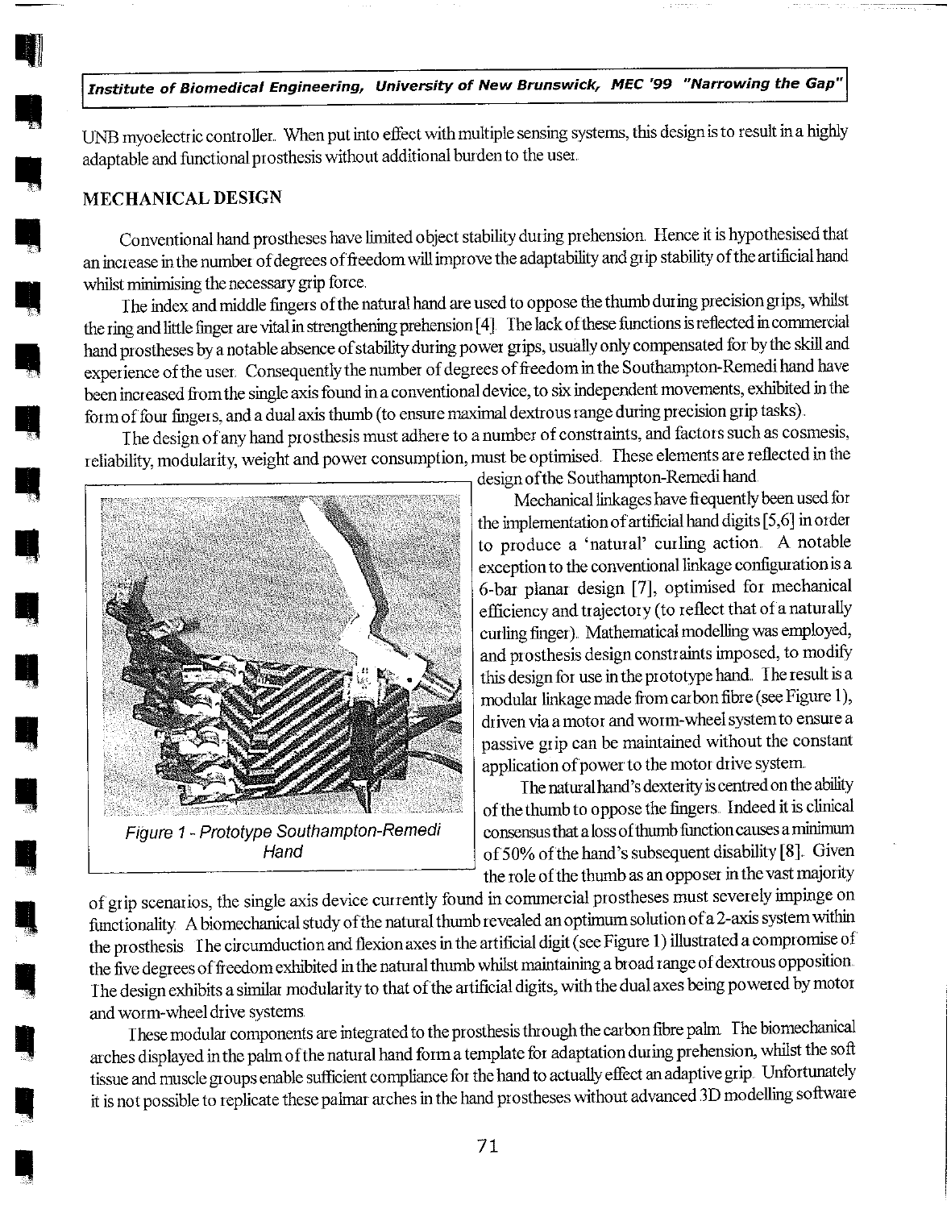UNB myoelectric controller. When put into effect with multiple sensing systems, this design is to result in a highly adaptable and functional prosthesis without additional burden to the user.

## MECHANICAL DESIGN

Conventional hand prostheses have limited object stability during prehension. Hence it is hypothesised that an increase in the number of degrees of freedom will improve the adaptability and grip stability of the artificial hand whilst minimising the necessary grip force.

The index and middle fingers of the natural hand are used to oppose the thumb during precision grips, whilst the ring and little finger are vital in strengthening prehension [4]. The lack of these functions is reflected in commercial hand prostheses by a notable absence of stability during power grips, usually only compensated for by the skill and experience of the user. Consequently the number of degrees of freedom in the Southampton-Remedi hand have been increased from the single axis found in a conventional device, to six independent movements, exhibited in the form of four fingers, and a dual axis thumb (to ensure maximal dextrous range during precision grip tasks).

The design of any hand prosthesis must adhere to a number of constraints, and factors such as cosmesis, reliability, modularity, weight and power consumption, must be optimised. These elements are reflected in the design of the Southampton-Remedi hand.

*Figure 1 - Prototype Southampton-Remedi Hand*

Mechanical linkages have frequently been used for the implementation of artificial hand digits [5,6] in order to produce a 'natural' curling action. A notable exception to the conventional linkage configuration is a 6-bar planar design [7], optimised for mechanical efficiency and trajectory (to reflect that of a naturally curling finger). Mathematical modelling was employed, and prosthesis design constraints imposed, to modify this design for use in the prototype hand. The result is a modular linkage made from carbon fibre (see Figure 1), driven via a motor and worm-wheel system to ensure a passive grip can be maintained without the constant application of power to the motor drive system.

The natural hand's dexterity is centred on the ability of the thumb to oppose the fingers. Indeed it is clinical consensus that a loss of thumb function causes a minimum of 50% of the hand's subsequent disability [8]. Given the role of the thumb as an opposer in the vast majority of grip scenarios, the single axis device currently found in commercial prostheses must severely impinge on functionality. A biomechanical study of the natural thumb revealed an optimum solution of a 2-axis system within the prosthesis. The circumduction and flexion axes in the artificial digit (see Figure 1) illustrated a compromise of the five degrees of freedom exhibited in the natural thumb whilst maintaining a broad range of dextrous opposition. The design exhibits a similar modularity to that of the artificial digits, with the dual axes being powered by motor and worm-wheel drive systems.

These modular components are integrated to the prosthesis through the carbon fibre palm. The biomechanical arches displayed in the palm of the natural hand form a template for adaptation during prehension, whilst the soft tissue and muscle groups enable sufficient compliance for the hand to actually effect an adaptive grip. Unfortunately it is not possible to replicate these palmar arches in the hand prostheses without advanced 3D modelling software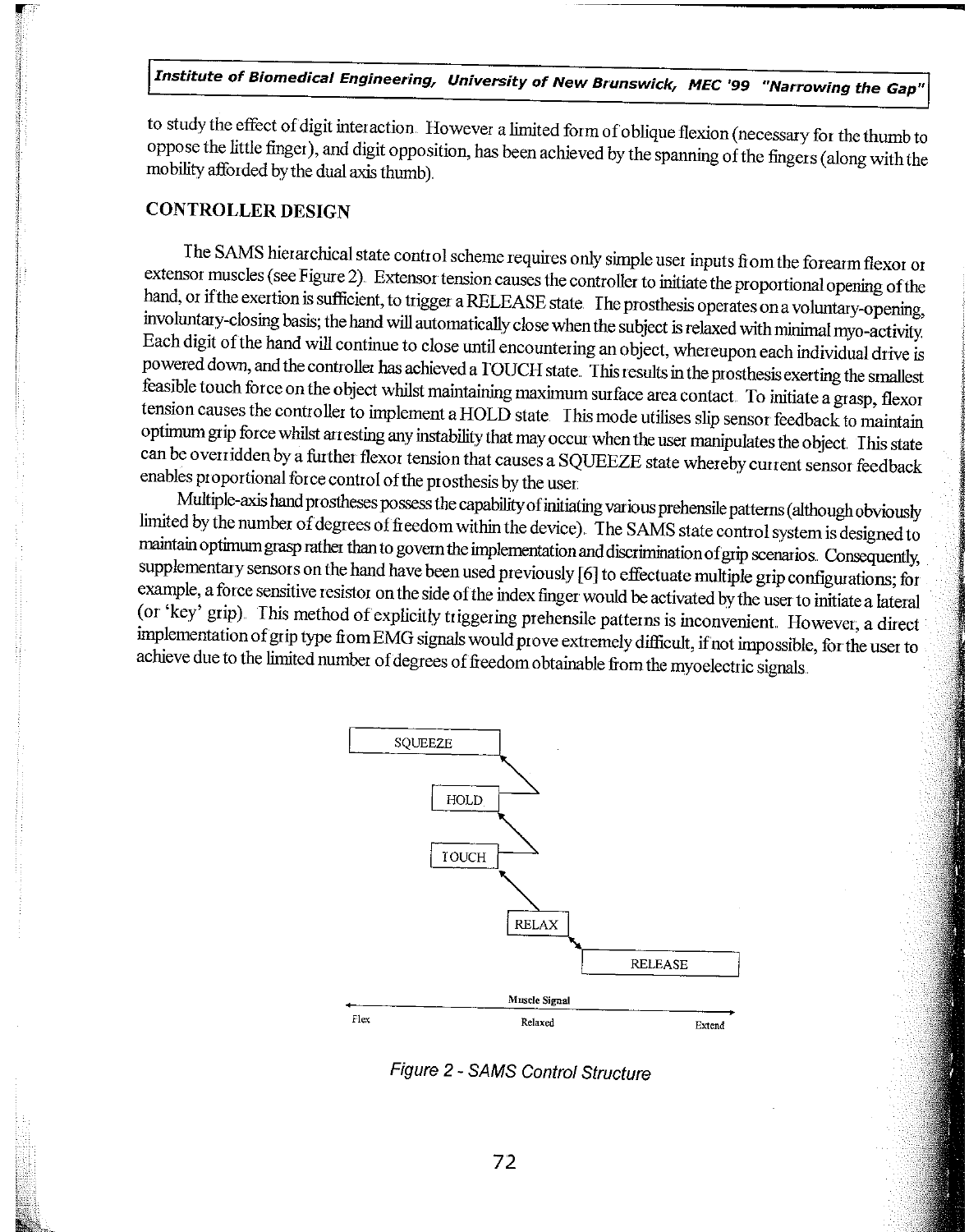to study the effect of digit interaction. However a limited form of oblique flexion (necessary for the thumb to oppose the little finger), and digit opposition, has been achieved by the spanning of the fingers (along with the mobility afforded by the dual axis thumb).

## CONTROLLER DESIGN

The SAMS hierarchical state control scheme requires only simple user inputs from the forearm flexor or extensor muscles (see Figure 2). Extensor tension causes the controller to initiate the proportional opening of the hand, or if the exertion is sufficient, to trigger a RELEASE state. The prosthesis operates on a voluntary-opening, involuntary-closing basis; the hand will automatically close when the subject is relaxed with minimal myo-activity. Each digit of the hand will continue to close until encountering an object, whereupon each individual drive is powered down, and the controller has achieved a TOUCH state. This results in the prosthesis exerting the smallest feasible touch force on the object whilst maintaining maximum surface area contact. To initiate a grasp, flexor tension causes the controller to implement a HOLD state. This mode utilises slip sensor feedback to maintain optimum grip force whilst arresting any instability that may occur when the user manipulates the object. This state can be overridden by a further flexor tension that causes a SQUEEZE state whereby current sensor feedback enables proportional force control of the prosthesis by the user.

Multiple-axis hand prostheses possess the capability of initiating various prehensile patterns (although obviously limited by the number of degrees of freedom within the device). The SAMS state control system is designed to maintain optimum grasp rather than to govern the implementation and discrimination of grip scenarios. Consequently, supplementary sensors on the hand have been used previously [6] to effectuate multiple grip configurations; for example, a force sensitive resistor on the side of the index finger would be activated by the user to initiate a lateral (or 'key' grip). This method of explicitly triggering prehensile patterns is inconvenient. However, a direct implementation of grip type from EMG signals would prove extremely difficult, if not impossible, for the user to achieve due to the limited number of degrees of freedom obtainable from the myoelectric signals.

SQUEEZE

HOLD

TOUCH

RELAX

RELEASE

Muscle Signal

Flex — Relaxed — Extend

*Figure 2 - SAMS Control Structure*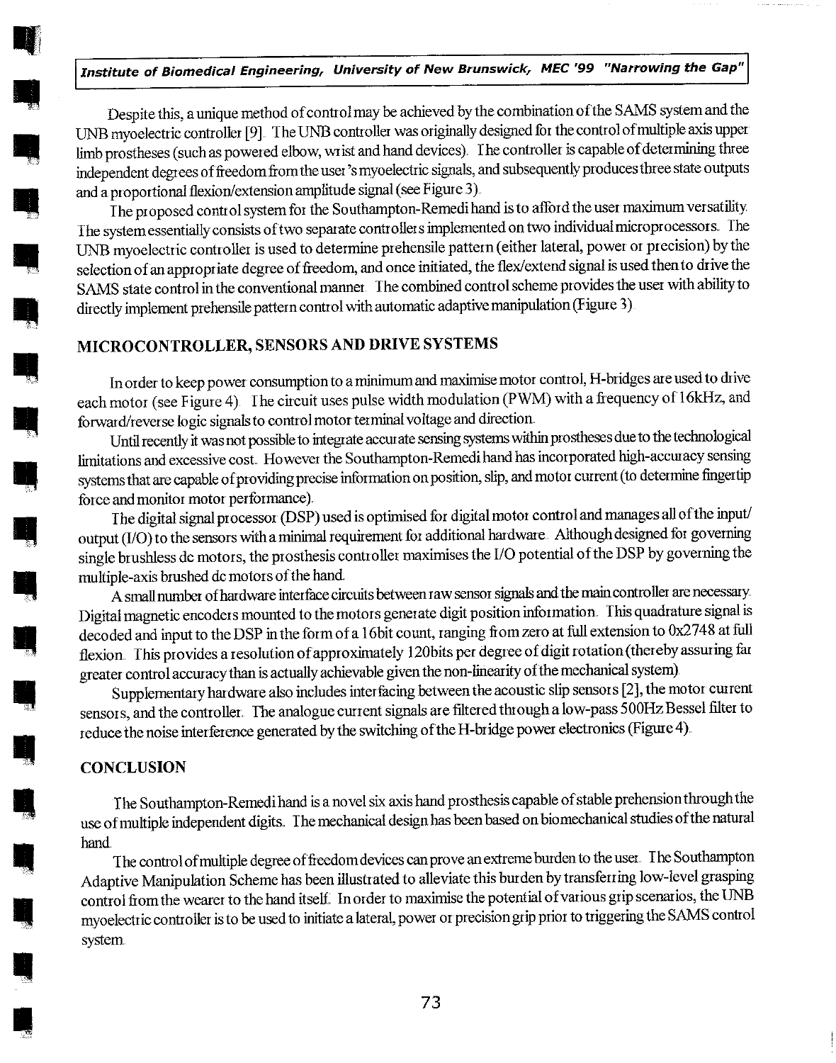Despite this, a unique method of control may be achieved by the combination of the SAMS system and the UNB myoelectric controller [9]. The UNB controller was originally designed for the control of multiple axis upper limb prostheses (such as powered elbow, wrist and hand devices). The controller is capable of determining three independent degrees of freedom from the user's myoelectric signals, and subsequently produces three state outputs and a proportional flexion/extension amplitude signal (see Figure 3).

The proposed control system for the Southampton-Remedi hand is to afford the user maximum versatility. The system essentially consists of two separate controllers implemented on two individual microprocessors. The UNB myoelectric controller is used to determine prehensile pattern (either lateral, power or precision) by the selection of an appropriate degree of freedom, and once initiated, the flex/extend signal is used then to drive the SAMS state control in the conventional manner. The combined control scheme provides the user with ability to directly implement prehensile pattern control with automatic adaptive manipulation (Figure 3).

## MICROCONTROLLER, SENSORS AND DRIVE SYSTEMS

In order to keep power consumption to a minimum and maximise motor control, H-bridges are used to drive each motor (see Figure 4). The circuit uses pulse width modulation (PWM) with a frequency of 16kHz, and forward/reverse logic signals to control motor terminal voltage and direction.

Until recently it was not possible to integrate accurate sensing systems within prostheses due to the technological limitations and excessive cost. However the Southampton-Remedi hand has incorporated high-accuracy sensing systems that are capable of providing precise information on position, slip, and motor current (to determine fingertip force and monitor motor performance).

The digital signal processor (DSP) used is optimised for digital motor control and manages all of the input/output (I/O) to the sensors with a minimal requirement for additional hardware. Although designed for governing single brushless dc motors, the prosthesis controller maximises the I/O potential of the DSP by governing the multiple-axis brushed dc motors of the hand.

A small number of hardware interface circuits between raw sensor signals and the main controller are necessary. Digital magnetic encoders mounted to the motors generate digit position information. This quadrature signal is decoded and input to the DSP in the form of a 16bit count, ranging from zero at full extension to 0x2748 at full flexion. This provides a resolution of approximately 120bits per degree of digit rotation (thereby assuring far greater control accuracy than is actually achievable given the non-linearity of the mechanical system).

Supplementary hardware also includes interfacing between the acoustic slip sensors [2], the motor current sensors, and the controller. The analogue current signals are filtered through a low-pass 500Hz Bessel filter to reduce the noise interference generated by the switching of the H-bridge power electronics (Figure 4).

## CONCLUSION

The Southampton-Remedi hand is a novel six axis hand prosthesis capable of stable prehension through the use of multiple independent digits. The mechanical design has been based on biomechanical studies of the natural hand.

The control of multiple degree of freedom devices can prove an extreme burden to the user. The Southampton Adaptive Manipulation Scheme has been illustrated to alleviate this burden by transferring low-level grasping control from the wearer to the hand itself. In order to maximise the potential of various grip scenarios, the UNB myoelectric controller is to be used to initiate a lateral, power or precision grip prior to triggering the SAMS control system.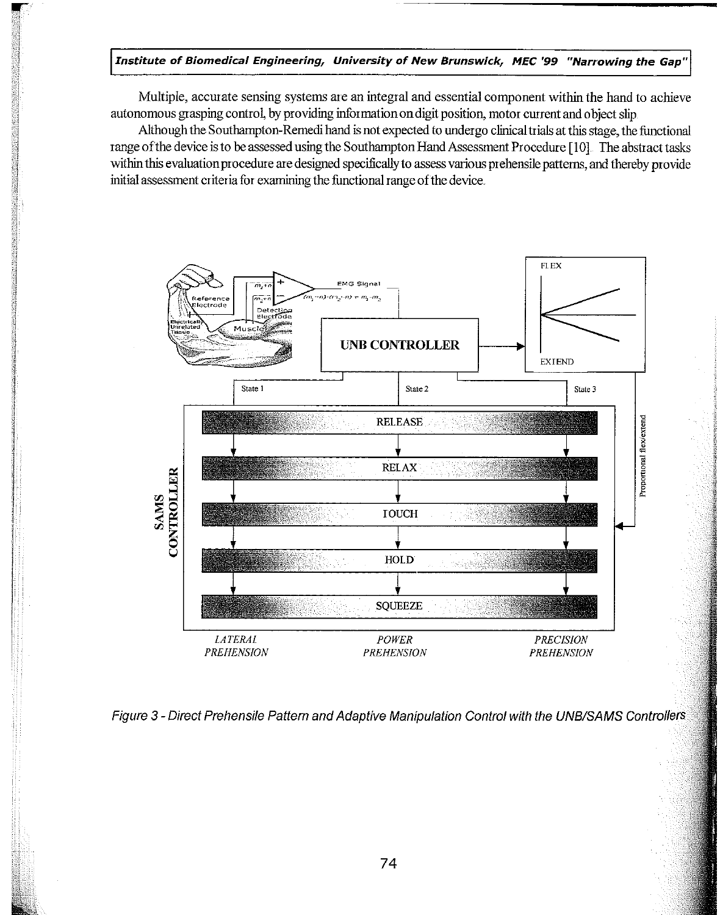Multiple, accurate sensing systems are an integral and essential component within the hand to achieve autonomous grasping control, by providing information on digit position, motor current and object slip.

Although the Southampton-Remedi hand is not expected to undergo clinical trials at this stage, the functional range of the device is to be assessed using the Southampton Hand Assessment Procedure [10]. The abstract tasks within this evaluation procedure are designed specifically to assess various prehensile patterns, and thereby provide initial assessment criteria for examining the functional range of the device.

*Figure 3 - Direct Prehensile Pattern and Adaptive Manipulation Control with the UNB/SAMS Controllers*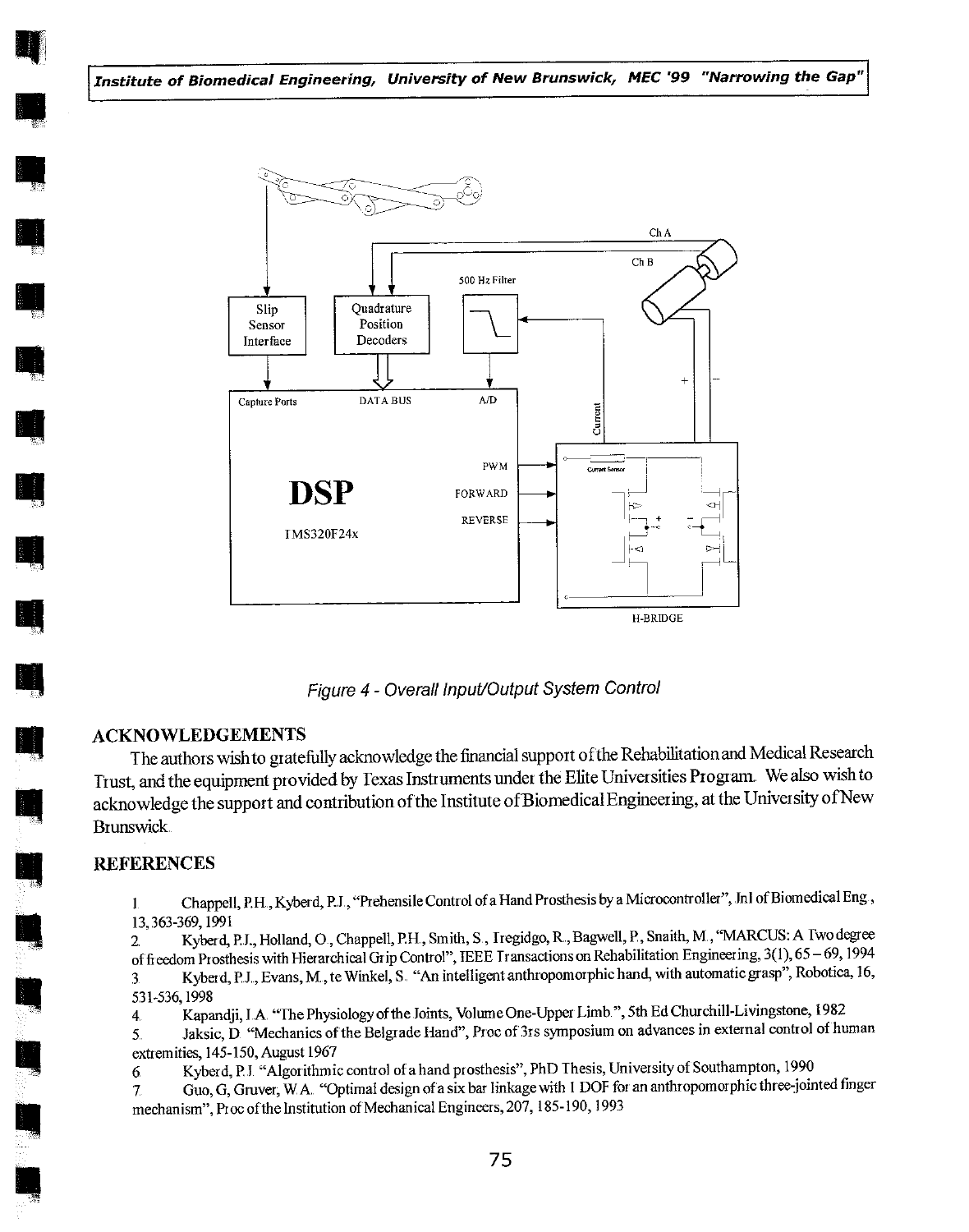Figure 4 - Overall Input/Output System Control

## ACKNOWLEDGEMENTS

The authors wish to gratefully acknowledge the financial support of the Rehabilitation and Medical Research Trust, and the equipment provided by Texas Instruments under the Elite Universities Program. We also wish to acknowledge the support and contribution of the Institute of Biomedical Engineering, at the University of New Brunswick.

## REFERENCES

1. Chappell, P.H., Kyberd, P.J., "Prehensile Control of a Hand Prosthesis by a Microcontroller", Jnl of Biomedical Eng., 13, 363-369, 1991
2. Kyberd, P.J., Holland, O., Chappell, P.H., Smith, S., Tregidgo, R., Bagwell, P., Snaith, M., "MARCUS: A Two degree of freedom Prosthesis with Hierarchical Grip Control", IEEE Transactions on Rehabilitation Engineering, 3(1), 65 – 69, 1994
3. Kyberd, P.J., Evans, M., te Winkel, S. "An intelligent anthropomorphic hand, with automatic grasp", Robotica, 16, 531-536, 1998
4. Kapandji, I.A. "The Physiology of the Joints, Volume One-Upper Limb.", 5th Ed Churchill-Livingstone, 1982
5. Jaksic, D. "Mechanics of the Belgrade Hand", Proc of 3rs symposium on advances in external control of human extremities, 145-150, August 1967
6. Kyberd, P.J. "Algorithmic control of a hand prosthesis", PhD Thesis, University of Southampton, 1990
7. Guo, G, Gruver, W.A. "Optimal design of a six bar linkage with 1 DOF for an anthropomorphic three-jointed finger mechanism", Proc of the Institution of Mechanical Engineers, 207, 185-190, 1993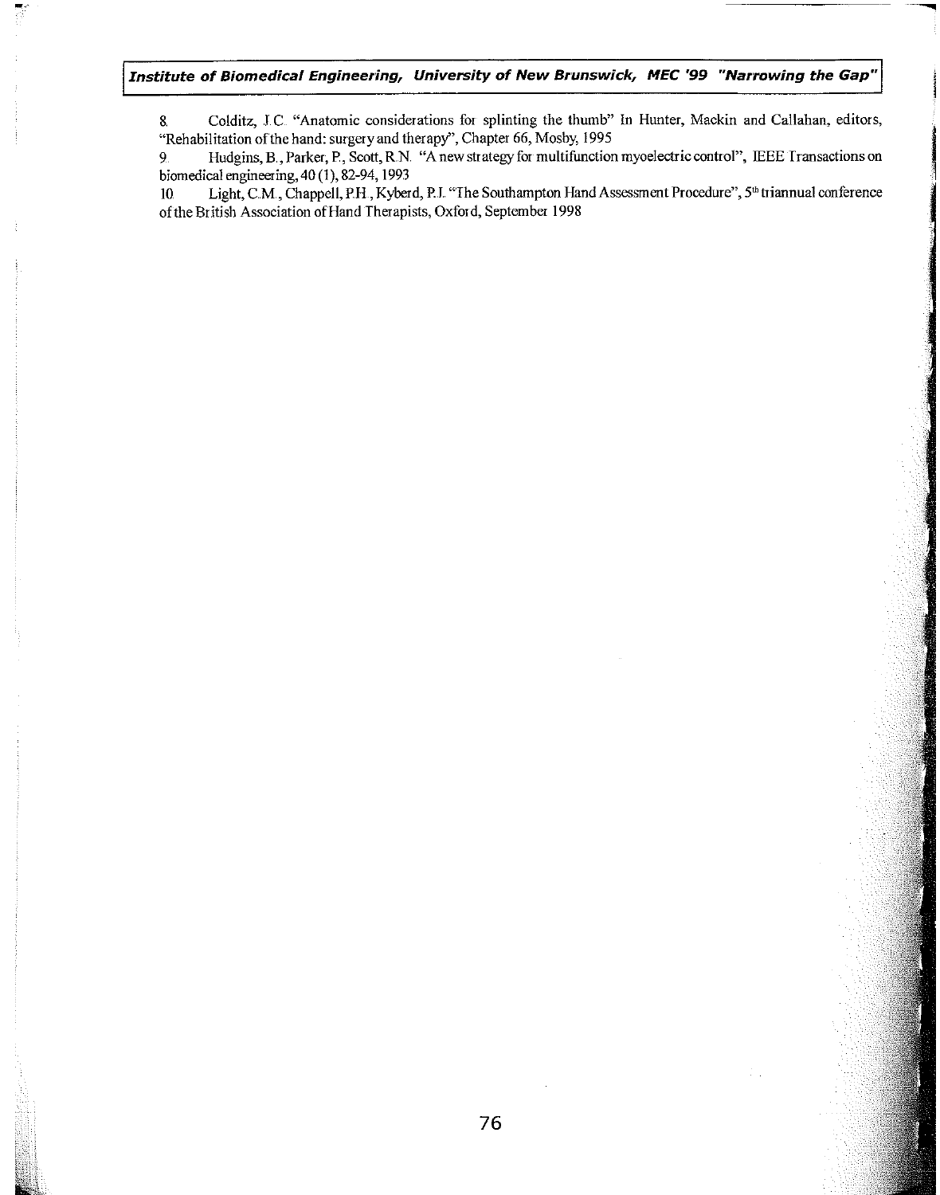8. Colditz, J.C. "Anatomic considerations for splinting the thumb" In Hunter, Mackin and Callahan, editors, "Rehabilitation of the hand: surgery and therapy", Chapter 66, Mosby, 1995

9. Hudgins, B., Parker, P., Scott, R.N. "A new strategy for multifunction myoelectric control", IEEE Transactions on biomedical engineering, 40 (1), 82-94, 1993

10. Light, C.M., Chappell, P.H., Kyberd, P.J. "The Southampton Hand Assessment Procedure", 5th triannual conference of the British Association of Hand Therapists, Oxford, September 1998